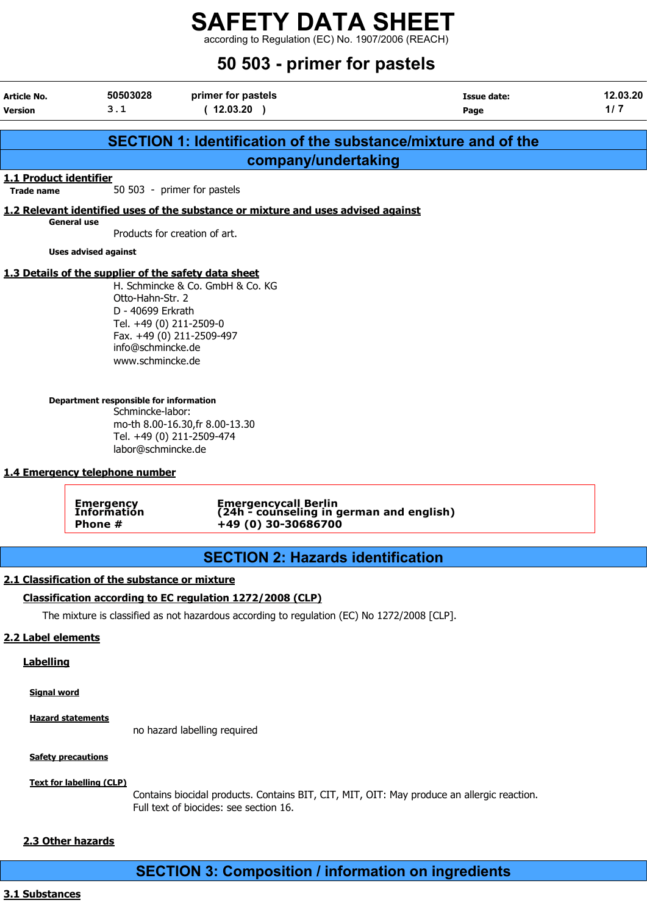# SAFETY DATA SHEET

according to Regulation (EC) No. 1907/2006 (REACH)

# 50 503 - primer for pastels

| Article No. | 50503028 | primer for pastels | Issue date: | 12.03.20 |
|---|---|---|---|---|
| Version | 3.1 | ( 12.03.20 ) | Page | 1/ 7 |

## SECTION 1: Identification of the substance/mixture and of the company/undertaking

### 1.1 Product identifier

**Trade name** 50 503 - primer for pastels

### 1.2 Relevant identified uses of the substance or mixture and uses advised against

**General use**

Products for creation of art.

**Uses advised against**

### 1.3 Details of the supplier of the safety data sheet

H. Schmincke & Co. GmbH & Co. KG
Otto-Hahn-Str. 2
D - 40699 Erkrath
Tel. +49 (0) 211-2509-0
Fax. +49 (0) 211-2509-497
info@schmincke.de
www.schmincke.de

**Department responsible for information**

Schmincke-labor:
mo-th 8.00-16.30,fr 8.00-13.30
Tel. +49 (0) 211-2509-474
labor@schmincke.de

### 1.4 Emergency telephone number

| Emergency Information Phone # | Emergencycall Berlin (24h - counseling in german and english) +49 (0) 30-30686700 |
|---|---|

## SECTION 2: Hazards identification

### 2.1 Classification of the substance or mixture

#### Classification according to EC regulation 1272/2008 (CLP)

The mixture is classified as not hazardous according to regulation (EC) No 1272/2008 [CLP].

### 2.2 Label elements

#### Labelling

**Signal word**

**Hazard statements**

no hazard labelling required

**Safety precautions**

**Text for labelling (CLP)**

Contains biocidal products. Contains BIT, CIT, MIT, OIT: May produce an allergic reaction.
Full text of biocides: see section 16.

### 2.3 Other hazards

## SECTION 3: Composition / information on ingredients

### 3.1 Substances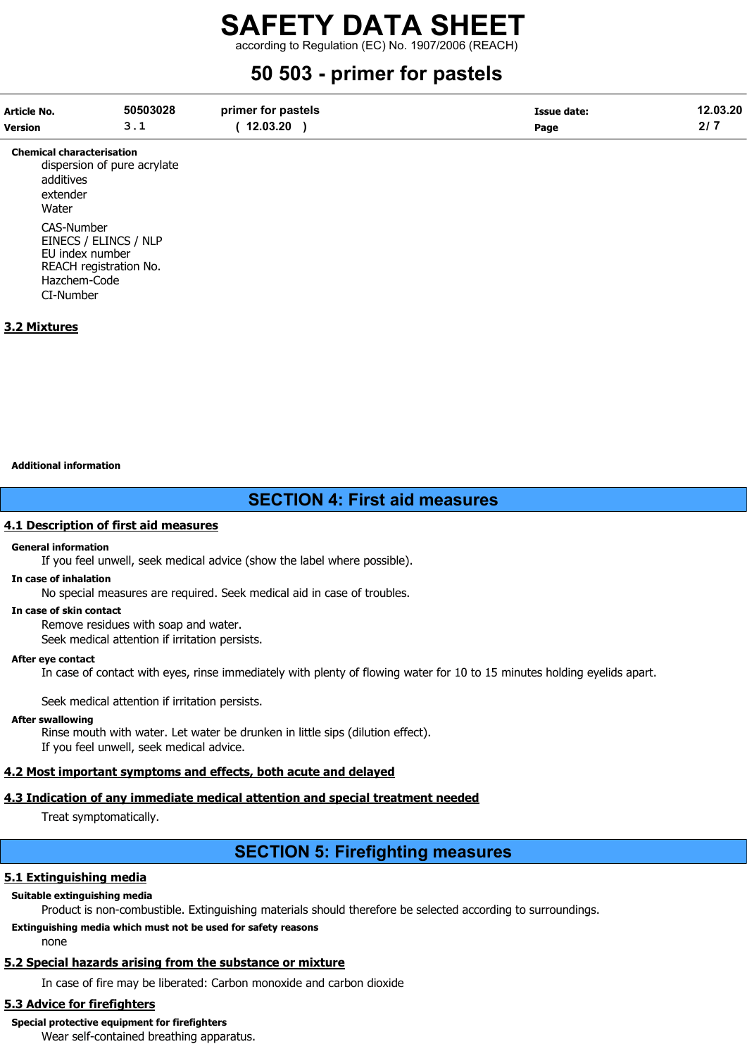**Chemical characterisation**

dispersion of pure acrylate
additives
extender
Water

CAS-Number
EINECS / ELINCS / NLP
EU index number
REACH registration No.
Hazchem-Code
CI-Number

### 3.2 Mixtures

**Additional information**

## SECTION 4: First aid measures

### 4.1 Description of first aid measures

**General information**

If you feel unwell, seek medical advice (show the label where possible).

**In case of inhalation**

No special measures are required. Seek medical aid in case of troubles.

**In case of skin contact**

Remove residues with soap and water.
Seek medical attention if irritation persists.

**After eye contact**

In case of contact with eyes, rinse immediately with plenty of flowing water for 10 to 15 minutes holding eyelids apart.

Seek medical attention if irritation persists.

**After swallowing**

Rinse mouth with water. Let water be drunken in little sips (dilution effect).
If you feel unwell, seek medical advice.

### 4.2 Most important symptoms and effects, both acute and delayed

### 4.3 Indication of any immediate medical attention and special treatment needed

Treat symptomatically.

## SECTION 5: Firefighting measures

### 5.1 Extinguishing media

**Suitable extinguishing media**

Product is non-combustible. Extinguishing materials should therefore be selected according to surroundings.

**Extinguishing media which must not be used for safety reasons**

none

### 5.2 Special hazards arising from the substance or mixture

In case of fire may be liberated: Carbon monoxide and carbon dioxide

### 5.3 Advice for firefighters

**Special protective equipment for firefighters**

Wear self-contained breathing apparatus.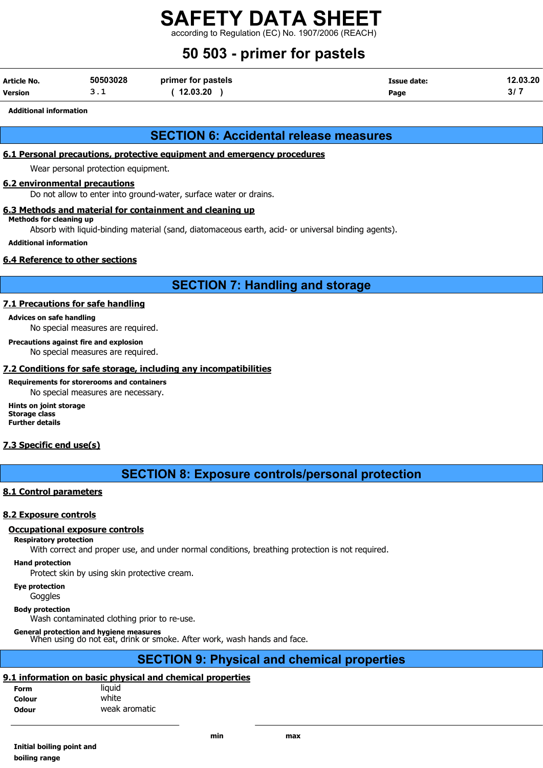Additional information

## SECTION 6: Accidental release measures

### 6.1 Personal precautions, protective equipment and emergency procedures

Wear personal protection equipment.

### 6.2 environmental precautions

Do not allow to enter into ground-water, surface water or drains.

### 6.3 Methods and material for containment and cleaning up

**Methods for cleaning up**

Absorb with liquid-binding material (sand, diatomaceous earth, acid- or universal binding agents).

**Additional information**

### 6.4 Reference to other sections

## SECTION 7: Handling and storage

### 7.1 Precautions for safe handling

**Advices on safe handling**

No special measures are required.

**Precautions against fire and explosion**

No special measures are required.

### 7.2 Conditions for safe storage, including any incompatibilities

**Requirements for storerooms and containers**

No special measures are necessary.

**Hints on joint storage**
**Storage class**
**Further details**

### 7.3 Specific end use(s)

## SECTION 8: Exposure controls/personal protection

### 8.1 Control parameters

### 8.2 Exposure controls

#### Occupational exposure controls

**Respiratory protection**

With correct and proper use, and under normal conditions, breathing protection is not required.

**Hand protection**

Protect skin by using skin protective cream.

**Eye protection**

Goggles

**Body protection**

Wash contaminated clothing prior to re-use.

**General protection and hygiene measures**

When using do not eat, drink or smoke. After work, wash hands and face.

## SECTION 9: Physical and chemical properties

### 9.1 information on basic physical and chemical properties

| | |
|---|---|
| **Form** | liquid |
| **Colour** | white |
| **Odour** | weak aromatic |

| | min | max |
|---|---|---|
| **Initial boiling point and boiling range** | | |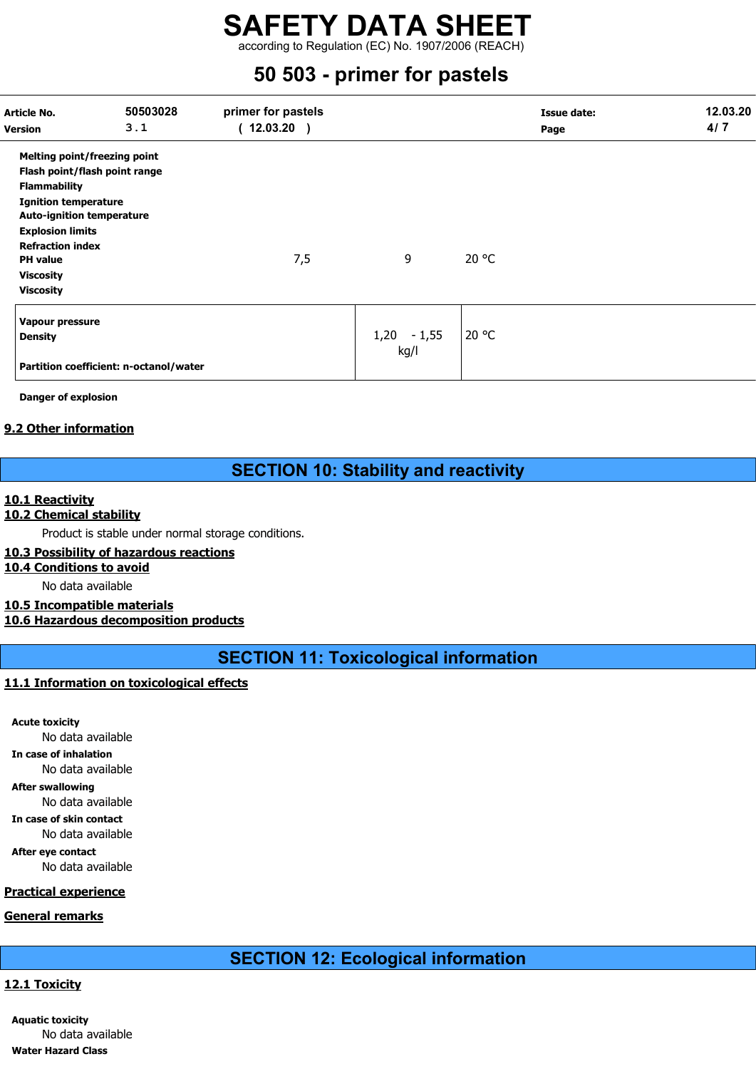| | | | |
|---|---|---|---|
| **Melting point/freezing point** | | | |
| **Flash point/flash point range** | | | |
| **Flammability** | | | |
| **Ignition temperature** | | | |
| **Auto-ignition temperature** | | | |
| **Explosion limits** | | | |
| **Refraction index** | | | |
| **PH value** | 7,5 | 9 | 20 °C |
| **Viscosity** | | | |
| **Viscosity** | | | |

| | | |
|---|---|---|
| **Vapour pressure** | | |
| **Density** | 1,20 - 1,55 kg/l | 20 °C |
| **Partition coefficient: n-octanol/water** | | |

**Danger of explosion**

## 9.2 Other information

# SECTION 10: Stability and reactivity

## 10.1 Reactivity

## 10.2 Chemical stability

Product is stable under normal storage conditions.

## 10.3 Possibility of hazardous reactions

## 10.4 Conditions to avoid

No data available

## 10.5 Incompatible materials

## 10.6 Hazardous decomposition products

# SECTION 11: Toxicological information

## 11.1 Information on toxicological effects

**Acute toxicity**

No data available

**In case of inhalation**

No data available

**After swallowing**

No data available

**In case of skin contact**

No data available

**After eye contact**

No data available

## Practical experience

## General remarks

# SECTION 12: Ecological information

## 12.1 Toxicity

**Aquatic toxicity**

No data available

**Water Hazard Class**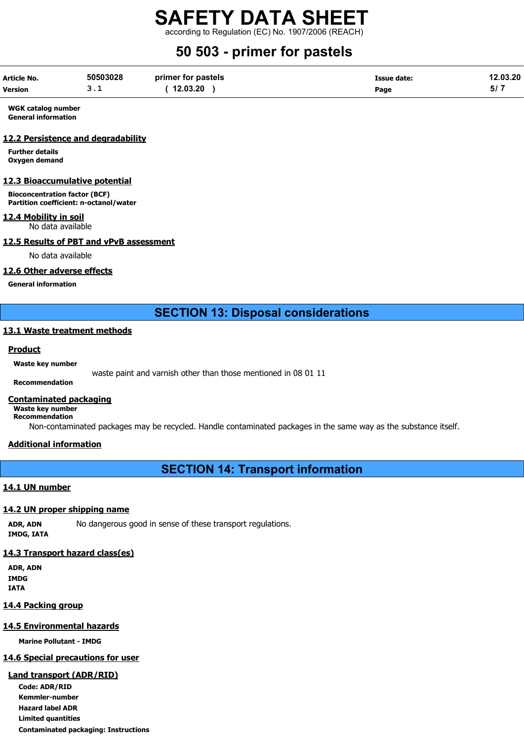**WGK catalog number**
**General information**

## 12.2 Persistence and degradability

**Further details**
**Oxygen demand**

## 12.3 Bioaccumulative potential

**Bioconcentration factor (BCF)**
**Partition coefficient: n-octanol/water**

## 12.4 Mobility in soil

No data available

## 12.5 Results of PBT and vPvB assessment

No data available

## 12.6 Other adverse effects

**General information**

# SECTION 13: Disposal considerations

## 13.1 Waste treatment methods

### Product

**Waste key number**

waste paint and varnish other than those mentioned in 08 01 11

**Recommendation**

### Contaminated packaging

**Waste key number**
**Recommendation**

Non-contaminated packages may be recycled. Handle contaminated packages in the same way as the substance itself.

### Additional information

# SECTION 14: Transport information

## 14.1 UN number

## 14.2 UN proper shipping name

**ADR, ADN** No dangerous good in sense of these transport regulations.
**IMDG, IATA**

## 14.3 Transport hazard class(es)

**ADR, ADN**
**IMDG**
**IATA**

## 14.4 Packing group

## 14.5 Environmental hazards

**Marine Pollutant - IMDG**

## 14.6 Special precautions for user

### Land transport (ADR/RID)

**Code: ADR/RID**
**Kemmler-number**
**Hazard label ADR**
**Limited quantities**
**Contaminated packaging: Instructions**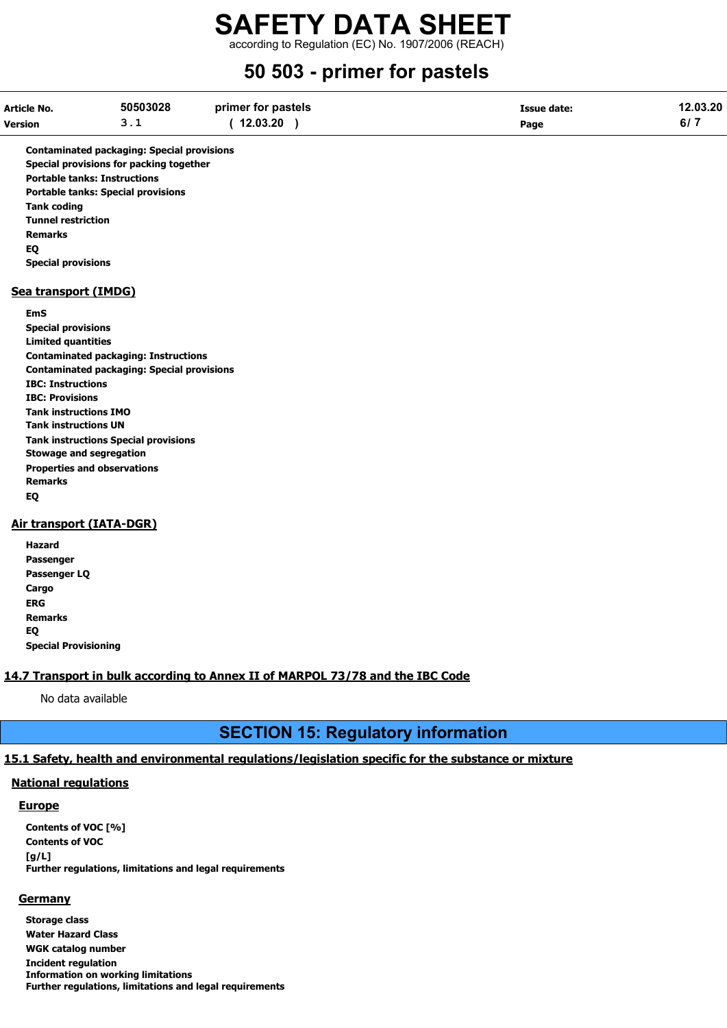**Contaminated packaging: Special provisions**
**Special provisions for packing together**
**Portable tanks: Instructions**
**Portable tanks: Special provisions**
**Tank coding**
**Tunnel restriction**
**Remarks**
**EQ**
**Special provisions**

### Sea transport (IMDG)

**EmS**
**Special provisions**
**Limited quantities**
**Contaminated packaging: Instructions**
**Contaminated packaging: Special provisions**
**IBC: Instructions**
**IBC: Provisions**
**Tank instructions IMO**
**Tank instructions UN**
**Tank instructions Special provisions**
**Stowage and segregation**
**Properties and observations**
**Remarks**
**EQ**

### Air transport (IATA-DGR)

**Hazard**
**Passenger**
**Passenger LQ**
**Cargo**
**ERG**
**Remarks**
**EQ**
**Special Provisioning**

### 14.7 Transport in bulk according to Annex II of MARPOL 73/78 and the IBC Code

No data available

## SECTION 15: Regulatory information

### 15.1 Safety, health and environmental regulations/legislation specific for the substance or mixture

#### National regulations

##### Europe

**Contents of VOC [%]**
**Contents of VOC [g/L]**
**Further regulations, limitations and legal requirements**

##### Germany

**Storage class**
**Water Hazard Class**
**WGK catalog number**
**Incident regulation**
**Information on working limitations**
**Further regulations, limitations and legal requirements**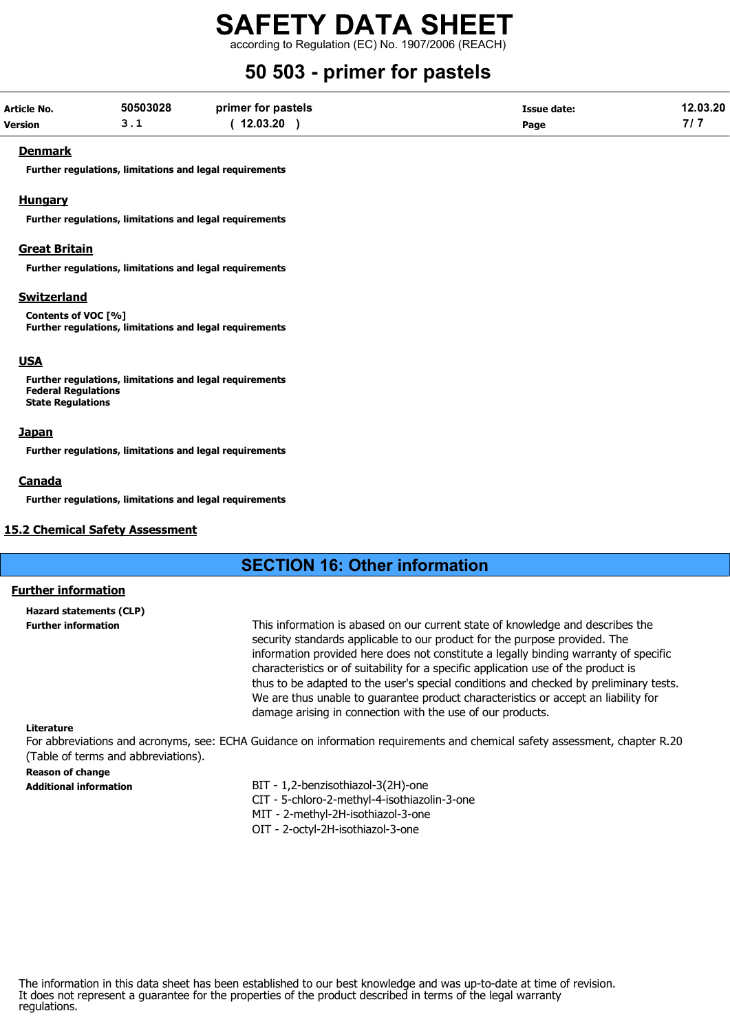**Denmark**

**Further regulations, limitations and legal requirements**

**Hungary**

**Further regulations, limitations and legal requirements**

**Great Britain**

**Further regulations, limitations and legal requirements**

**Switzerland**

**Contents of VOC [%]**
**Further regulations, limitations and legal requirements**

**USA**

**Further regulations, limitations and legal requirements**
**Federal Regulations**
**State Regulations**

**Japan**

**Further regulations, limitations and legal requirements**

**Canada**

**Further regulations, limitations and legal requirements**

**15.2 Chemical Safety Assessment**

## SECTION 16: Other information

**Further information**

**Hazard statements (CLP)**

**Further information**

This information is abased on our current state of knowledge and describes the security standards applicable to our product for the purpose provided. The information provided here does not constitute a legally binding warranty of specific characteristics or of suitability for a specific application use of the product is thus to be adapted to the user's special conditions and checked by preliminary tests. We are thus unable to guarantee product characteristics or accept an liability for damage arising in connection with the use of our products.

**Literature**

For abbreviations and acronyms, see: ECHA Guidance on information requirements and chemical safety assessment, chapter R.20 (Table of terms and abbreviations).

**Reason of change**

**Additional information**

BIT - 1,2-benzisothiazol-3(2H)-one
CIT - 5-chloro-2-methyl-4-isothiazolin-3-one
MIT - 2-methyl-2H-isothiazol-3-one
OIT - 2-octyl-2H-isothiazol-3-one

The information in this data sheet has been established to our best knowledge and was up-to-date at time of revision. It does not represent a guarantee for the properties of the product described in terms of the legal warranty regulations.